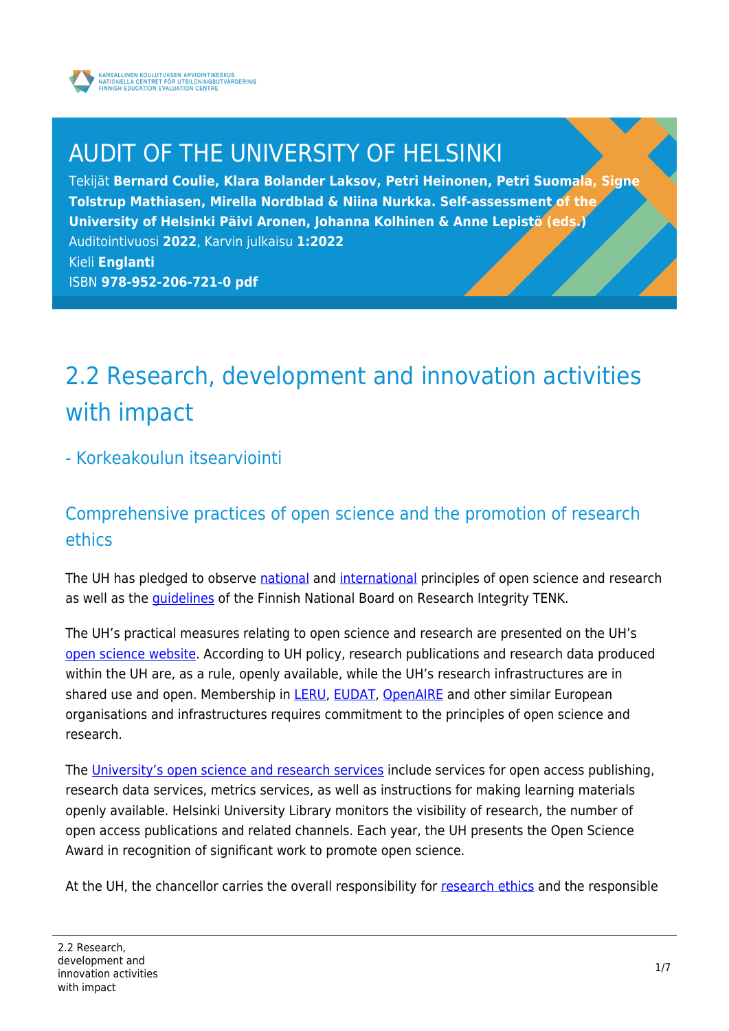KANSALLINEN KOULUTUKSEN ARVIOINTIKESKUS
NATIONELLA CENTRET FÖR UTBILDNINGSUTVÄRDERING
FINNISH EDUCATION EVALUATION CENTRE

# AUDIT OF THE UNIVERSITY OF HELSINKI

Tekijät **Bernard Coulie, Klara Bolander Laksov, Petri Heinonen, Petri Suomala, Signe Tolstrup Mathiasen, Mirella Nordblad & Niina Nurkka. Self-assessment of the University of Helsinki Päivi Aronen, Johanna Kolhinen & Anne Lepistö (eds.)**
Auditointivuosi **2022**, Karvin julkaisu **1:2022**
Kieli **Englanti**
ISBN **978-952-206-721-0 pdf**

# 2.2 Research, development and innovation activities with impact

## - Korkeakoulun itsearviointi

## Comprehensive practices of open science and the promotion of research ethics

The UH has pledged to observe national and international principles of open science and research as well as the guidelines of the Finnish National Board on Research Integrity TENK.

The UH's practical measures relating to open science and research are presented on the UH's open science website. According to UH policy, research publications and research data produced within the UH are, as a rule, openly available, while the UH's research infrastructures are in shared use and open. Membership in LERU, EUDAT, OpenAIRE and other similar European organisations and infrastructures requires commitment to the principles of open science and research.

The University's open science and research services include services for open access publishing, research data services, metrics services, as well as instructions for making learning materials openly available. Helsinki University Library monitors the visibility of research, the number of open access publications and related channels. Each year, the UH presents the Open Science Award in recognition of significant work to promote open science.

At the UH, the chancellor carries the overall responsibility for research ethics and the responsible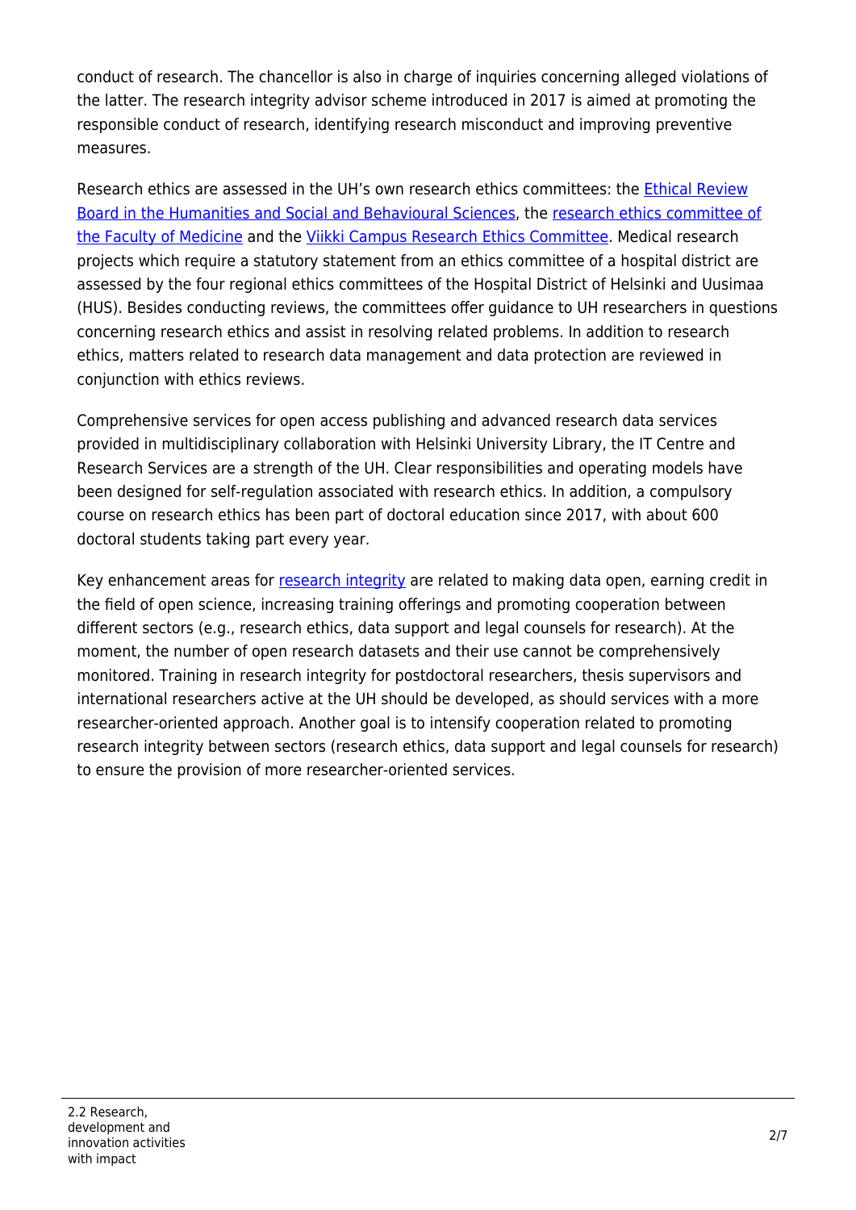conduct of research. The chancellor is also in charge of inquiries concerning alleged violations of the latter. The research integrity advisor scheme introduced in 2017 is aimed at promoting the responsible conduct of research, identifying research misconduct and improving preventive measures.

Research ethics are assessed in the UH's own research ethics committees: the Ethical Review Board in the Humanities and Social and Behavioural Sciences, the research ethics committee of the Faculty of Medicine and the Viikki Campus Research Ethics Committee. Medical research projects which require a statutory statement from an ethics committee of a hospital district are assessed by the four regional ethics committees of the Hospital District of Helsinki and Uusimaa (HUS). Besides conducting reviews, the committees offer guidance to UH researchers in questions concerning research ethics and assist in resolving related problems. In addition to research ethics, matters related to research data management and data protection are reviewed in conjunction with ethics reviews.

Comprehensive services for open access publishing and advanced research data services provided in multidisciplinary collaboration with Helsinki University Library, the IT Centre and Research Services are a strength of the UH. Clear responsibilities and operating models have been designed for self-regulation associated with research ethics. In addition, a compulsory course on research ethics has been part of doctoral education since 2017, with about 600 doctoral students taking part every year.

Key enhancement areas for research integrity are related to making data open, earning credit in the field of open science, increasing training offerings and promoting cooperation between different sectors (e.g., research ethics, data support and legal counsels for research). At the moment, the number of open research datasets and their use cannot be comprehensively monitored. Training in research integrity for postdoctoral researchers, thesis supervisors and international researchers active at the UH should be developed, as should services with a more researcher-oriented approach. Another goal is to intensify cooperation related to promoting research integrity between sectors (research ethics, data support and legal counsels for research) to ensure the provision of more researcher-oriented services.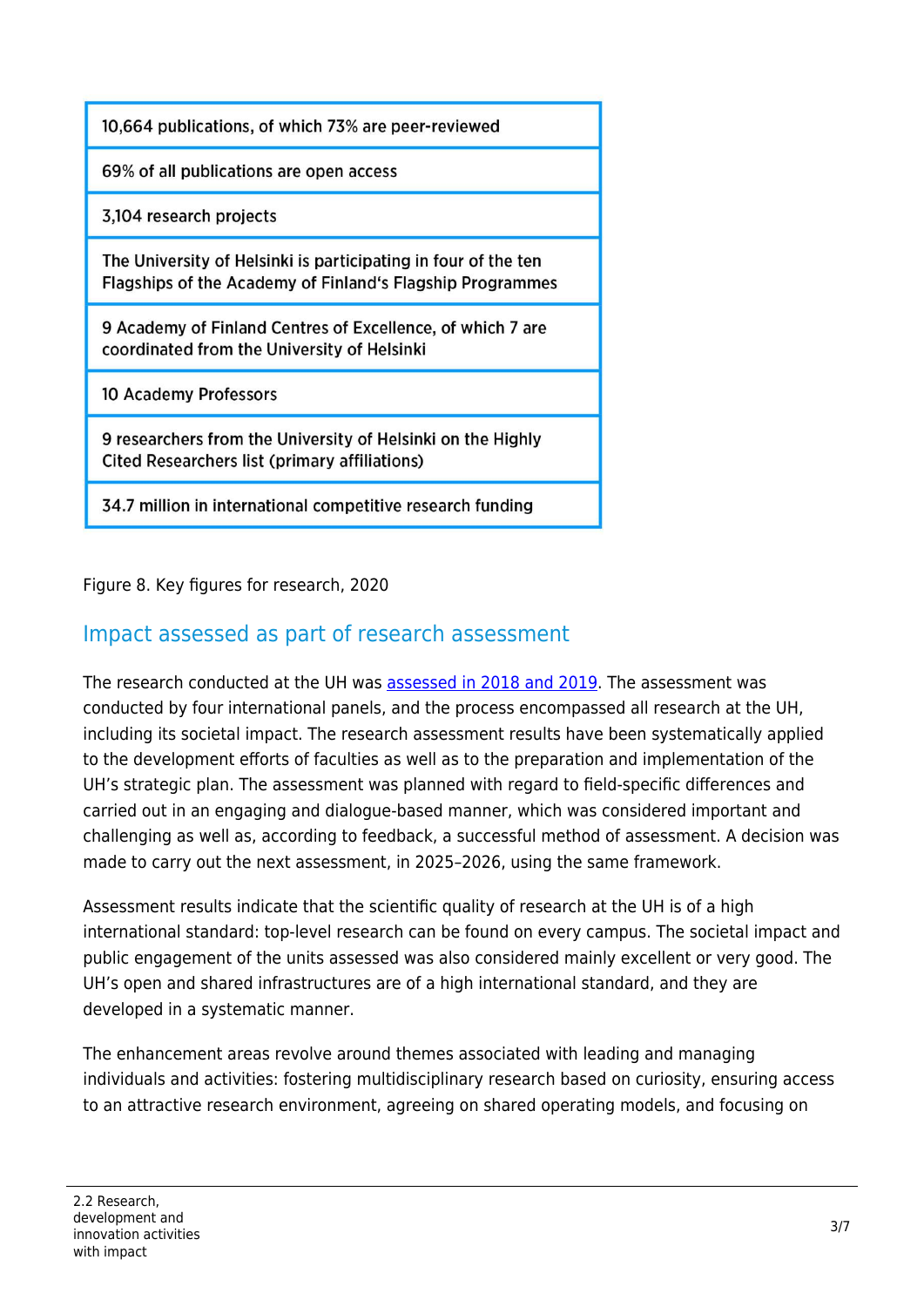| 10,664 publications, of which 73% are peer-reviewed |
|---|
| 69% of all publications are open access |
| 3,104 research projects |
| The University of Helsinki is participating in four of the ten Flagships of the Academy of Finland's Flagship Programmes |
| 9 Academy of Finland Centres of Excellence, of which 7 are coordinated from the University of Helsinki |
| 10 Academy Professors |
| 9 researchers from the University of Helsinki on the Highly Cited Researchers list (primary affiliations) |
| 34.7 million in international competitive research funding |

Figure 8. Key figures for research, 2020

## Impact assessed as part of research assessment

The research conducted at the UH was assessed in 2018 and 2019. The assessment was conducted by four international panels, and the process encompassed all research at the UH, including its societal impact. The research assessment results have been systematically applied to the development efforts of faculties as well as to the preparation and implementation of the UH's strategic plan. The assessment was planned with regard to field-specific differences and carried out in an engaging and dialogue-based manner, which was considered important and challenging as well as, according to feedback, a successful method of assessment. A decision was made to carry out the next assessment, in 2025–2026, using the same framework.

Assessment results indicate that the scientific quality of research at the UH is of a high international standard: top-level research can be found on every campus. The societal impact and public engagement of the units assessed was also considered mainly excellent or very good. The UH's open and shared infrastructures are of a high international standard, and they are developed in a systematic manner.

The enhancement areas revolve around themes associated with leading and managing individuals and activities: fostering multidisciplinary research based on curiosity, ensuring access to an attractive research environment, agreeing on shared operating models, and focusing on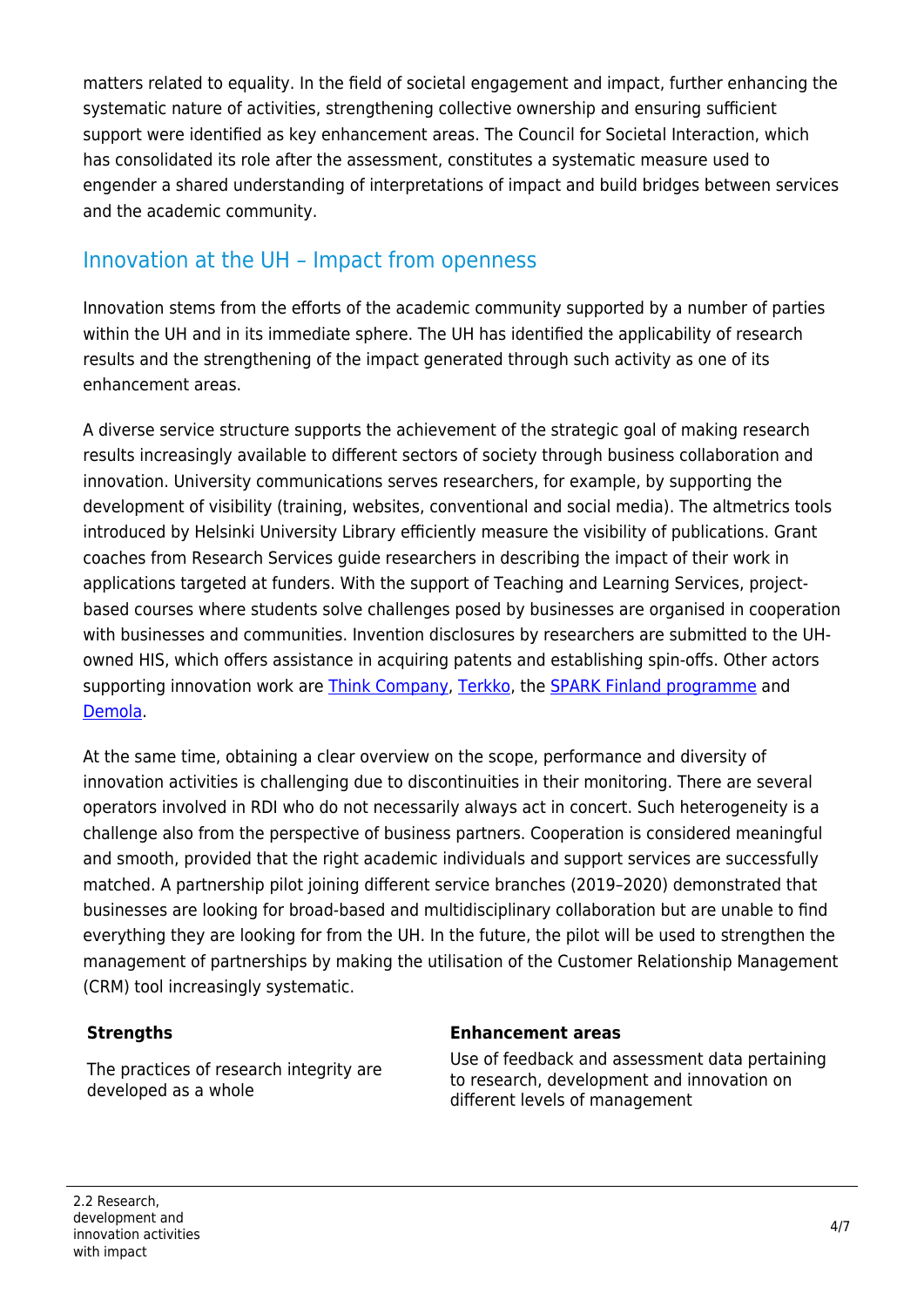matters related to equality. In the field of societal engagement and impact, further enhancing the systematic nature of activities, strengthening collective ownership and ensuring sufficient support were identified as key enhancement areas. The Council for Societal Interaction, which has consolidated its role after the assessment, constitutes a systematic measure used to engender a shared understanding of interpretations of impact and build bridges between services and the academic community.

## Innovation at the UH – Impact from openness

Innovation stems from the efforts of the academic community supported by a number of parties within the UH and in its immediate sphere. The UH has identified the applicability of research results and the strengthening of the impact generated through such activity as one of its enhancement areas.

A diverse service structure supports the achievement of the strategic goal of making research results increasingly available to different sectors of society through business collaboration and innovation. University communications serves researchers, for example, by supporting the development of visibility (training, websites, conventional and social media). The altmetrics tools introduced by Helsinki University Library efficiently measure the visibility of publications. Grant coaches from Research Services guide researchers in describing the impact of their work in applications targeted at funders. With the support of Teaching and Learning Services, project-based courses where students solve challenges posed by businesses are organised in cooperation with businesses and communities. Invention disclosures by researchers are submitted to the UH-owned HIS, which offers assistance in acquiring patents and establishing spin-offs. Other actors supporting innovation work are Think Company, Terkko, the SPARK Finland programme and Demola.

At the same time, obtaining a clear overview on the scope, performance and diversity of innovation activities is challenging due to discontinuities in their monitoring. There are several operators involved in RDI who do not necessarily always act in concert. Such heterogeneity is a challenge also from the perspective of business partners. Cooperation is considered meaningful and smooth, provided that the right academic individuals and support services are successfully matched. A partnership pilot joining different service branches (2019–2020) demonstrated that businesses are looking for broad-based and multidisciplinary collaboration but are unable to find everything they are looking for from the UH. In the future, the pilot will be used to strengthen the management of partnerships by making the utilisation of the Customer Relationship Management (CRM) tool increasingly systematic.

| **Strengths** | **Enhancement areas** |
| --- | --- |
| The practices of research integrity are developed as a whole | Use of feedback and assessment data pertaining to research, development and innovation on different levels of management |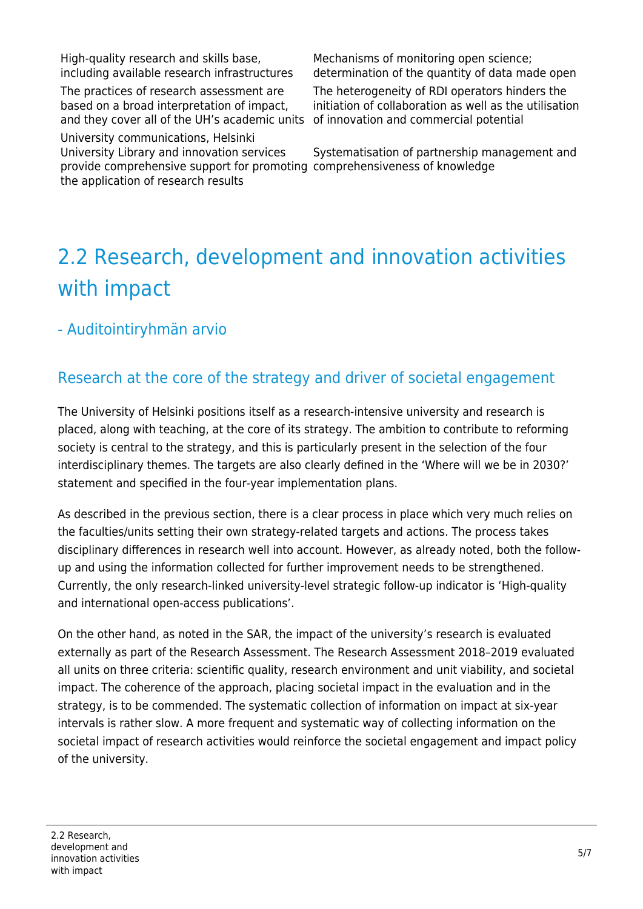| | |
|---|---|
| High-quality research and skills base, including available research infrastructures | Mechanisms of monitoring open science; determination of the quantity of data made open |
| The practices of research assessment are based on a broad interpretation of impact, and they cover all of the UH's academic units | The heterogeneity of RDI operators hinders the initiation of collaboration as well as the utilisation of innovation and commercial potential |
| University communications, Helsinki University Library and innovation services provide comprehensive support for promoting the application of research results | Systematisation of partnership management and comprehensiveness of knowledge |

# 2.2 Research, development and innovation activities with impact

## - Auditointiryhmän arvio

### Research at the core of the strategy and driver of societal engagement

The University of Helsinki positions itself as a research-intensive university and research is placed, along with teaching, at the core of its strategy. The ambition to contribute to reforming society is central to the strategy, and this is particularly present in the selection of the four interdisciplinary themes. The targets are also clearly defined in the 'Where will we be in 2030?' statement and specified in the four-year implementation plans.

As described in the previous section, there is a clear process in place which very much relies on the faculties/units setting their own strategy-related targets and actions. The process takes disciplinary differences in research well into account. However, as already noted, both the follow-up and using the information collected for further improvement needs to be strengthened. Currently, the only research-linked university-level strategic follow-up indicator is 'High-quality and international open-access publications'.

On the other hand, as noted in the SAR, the impact of the university's research is evaluated externally as part of the Research Assessment. The Research Assessment 2018–2019 evaluated all units on three criteria: scientific quality, research environment and unit viability, and societal impact. The coherence of the approach, placing societal impact in the evaluation and in the strategy, is to be commended. The systematic collection of information on impact at six-year intervals is rather slow. A more frequent and systematic way of collecting information on the societal impact of research activities would reinforce the societal engagement and impact policy of the university.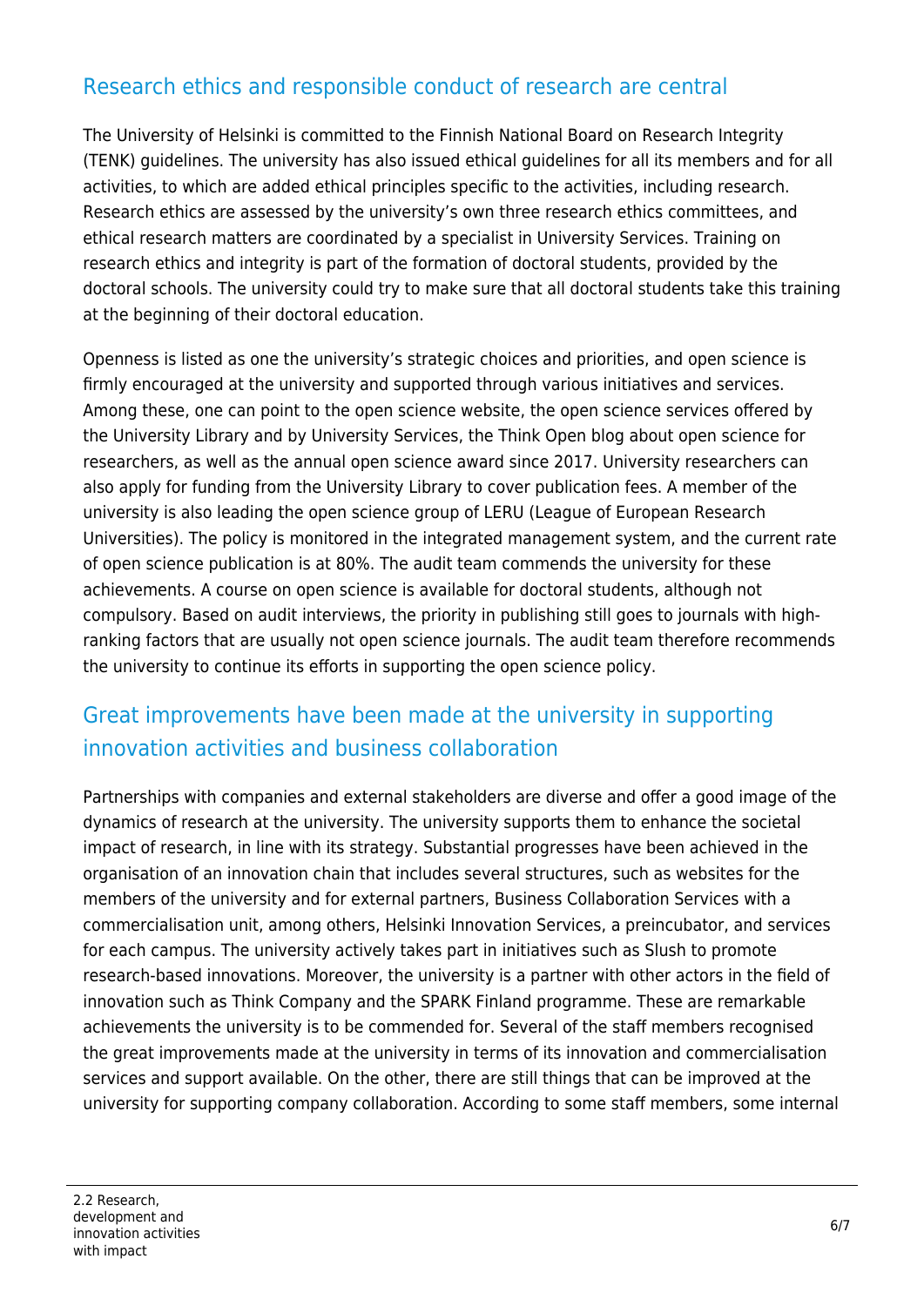## Research ethics and responsible conduct of research are central

The University of Helsinki is committed to the Finnish National Board on Research Integrity (TENK) guidelines. The university has also issued ethical guidelines for all its members and for all activities, to which are added ethical principles specific to the activities, including research. Research ethics are assessed by the university's own three research ethics committees, and ethical research matters are coordinated by a specialist in University Services. Training on research ethics and integrity is part of the formation of doctoral students, provided by the doctoral schools. The university could try to make sure that all doctoral students take this training at the beginning of their doctoral education.

Openness is listed as one the university's strategic choices and priorities, and open science is firmly encouraged at the university and supported through various initiatives and services. Among these, one can point to the open science website, the open science services offered by the University Library and by University Services, the Think Open blog about open science for researchers, as well as the annual open science award since 2017. University researchers can also apply for funding from the University Library to cover publication fees. A member of the university is also leading the open science group of LERU (League of European Research Universities). The policy is monitored in the integrated management system, and the current rate of open science publication is at 80%. The audit team commends the university for these achievements. A course on open science is available for doctoral students, although not compulsory. Based on audit interviews, the priority in publishing still goes to journals with high-ranking factors that are usually not open science journals. The audit team therefore recommends the university to continue its efforts in supporting the open science policy.

## Great improvements have been made at the university in supporting innovation activities and business collaboration

Partnerships with companies and external stakeholders are diverse and offer a good image of the dynamics of research at the university. The university supports them to enhance the societal impact of research, in line with its strategy. Substantial progresses have been achieved in the organisation of an innovation chain that includes several structures, such as websites for the members of the university and for external partners, Business Collaboration Services with a commercialisation unit, among others, Helsinki Innovation Services, a preincubator, and services for each campus. The university actively takes part in initiatives such as Slush to promote research-based innovations. Moreover, the university is a partner with other actors in the field of innovation such as Think Company and the SPARK Finland programme. These are remarkable achievements the university is to be commended for. Several of the staff members recognised the great improvements made at the university in terms of its innovation and commercialisation services and support available. On the other, there are still things that can be improved at the university for supporting company collaboration. According to some staff members, some internal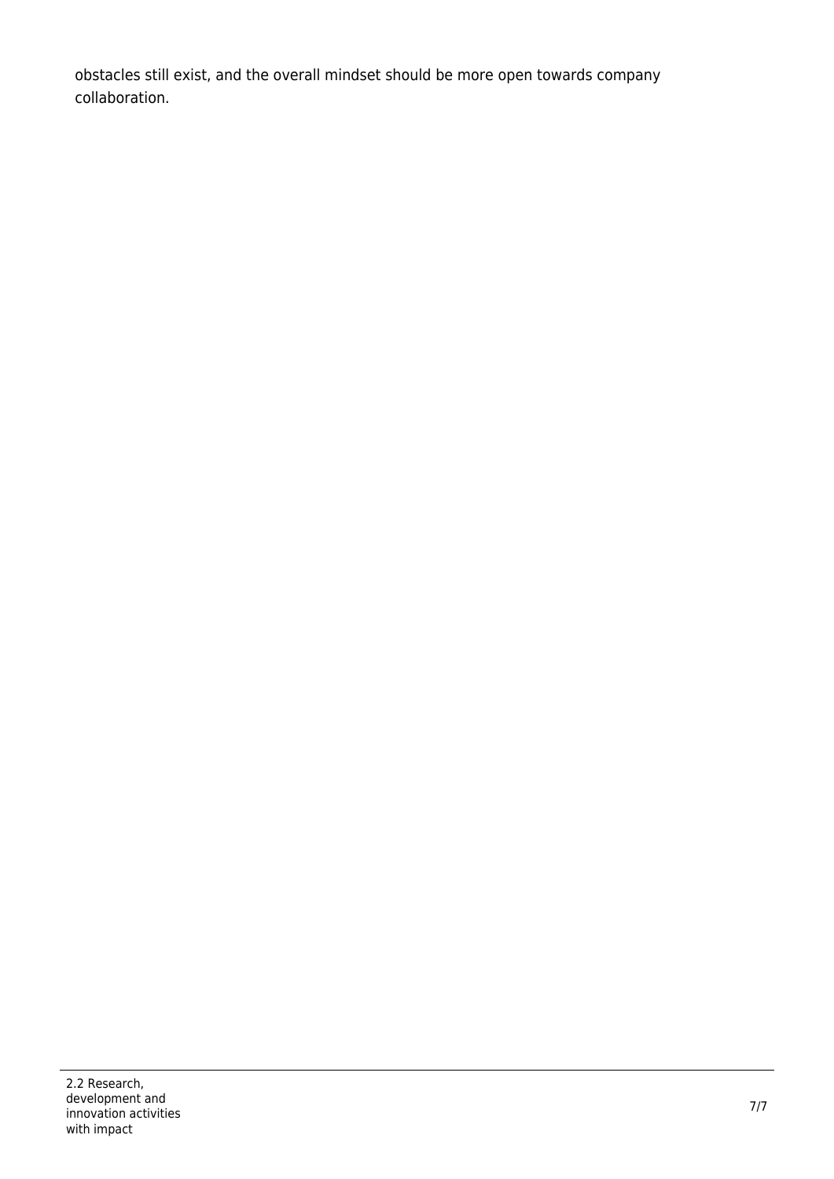obstacles still exist, and the overall mindset should be more open towards company collaboration.